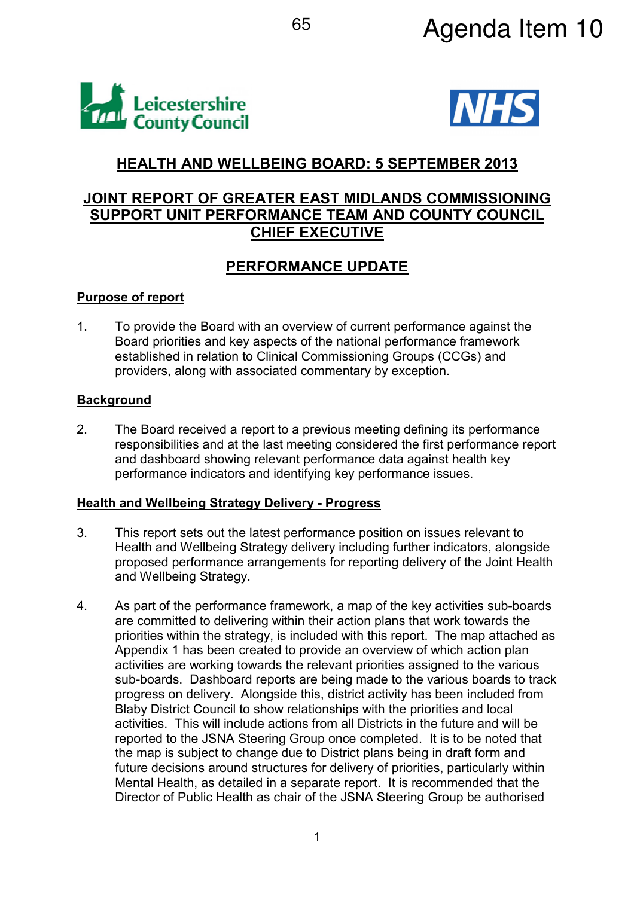# HEALTH AND WELLBEING BOARD: 5 SEPTEMBER 2013

## JOINT REPORT OF GREATER EAST MIDLANDS COMMISSIONING SUPPORT UNIT PERFORMANCE TEAM AND COUNTY COUNCIL CHIEF EXECUTIVE

## PERFORMANCE UPDATE

### Purpose of report

1. To provide the Board with an overview of current performance against the Board priorities and key aspects of the national performance framework established in relation to Clinical Commissioning Groups (CCGs) and providers, along with associated commentary by exception.

### Background

2. The Board received a report to a previous meeting defining its performance responsibilities and at the last meeting considered the first performance report and dashboard showing relevant performance data against health key performance indicators and identifying key performance issues.

### Health and Wellbeing Strategy Delivery - Progress

3. This report sets out the latest performance position on issues relevant to Health and Wellbeing Strategy delivery including further indicators, alongside proposed performance arrangements for reporting delivery of the Joint Health and Wellbeing Strategy.

4. As part of the performance framework, a map of the key activities sub-boards are committed to delivering within their action plans that work towards the priorities within the strategy, is included with this report. The map attached as Appendix 1 has been created to provide an overview of which action plan activities are working towards the relevant priorities assigned to the various sub-boards. Dashboard reports are being made to the various boards to track progress on delivery. Alongside this, district activity has been included from Blaby District Council to show relationships with the priorities and local activities. This will include actions from all Districts in the future and will be reported to the JSNA Steering Group once completed. It is to be noted that the map is subject to change due to District plans being in draft form and future decisions around structures for delivery of priorities, particularly within Mental Health, as detailed in a separate report. It is recommended that the Director of Public Health as chair of the JSNA Steering Group be authorised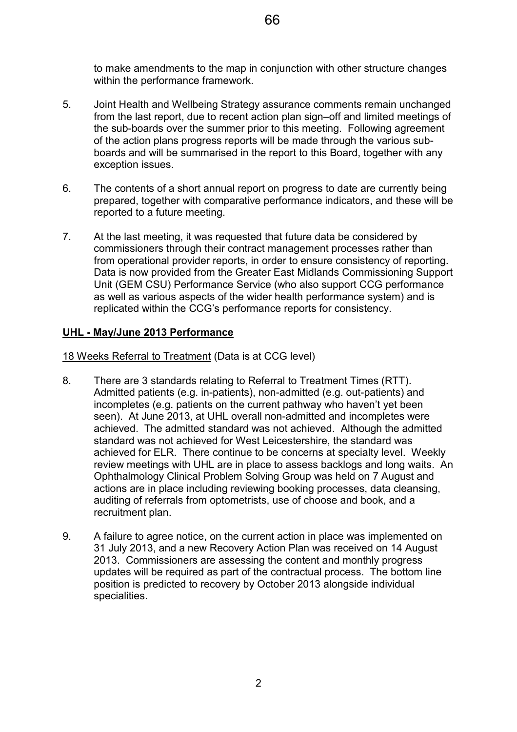to make amendments to the map in conjunction with other structure changes within the performance framework.

5. Joint Health and Wellbeing Strategy assurance comments remain unchanged from the last report, due to recent action plan sign–off and limited meetings of the sub-boards over the summer prior to this meeting. Following agreement of the action plans progress reports will be made through the various sub-boards and will be summarised in the report to this Board, together with any exception issues.

6. The contents of a short annual report on progress to date are currently being prepared, together with comparative performance indicators, and these will be reported to a future meeting.

7. At the last meeting, it was requested that future data be considered by commissioners through their contract management processes rather than from operational provider reports, in order to ensure consistency of reporting. Data is now provided from the Greater East Midlands Commissioning Support Unit (GEM CSU) Performance Service (who also support CCG performance as well as various aspects of the wider health performance system) and is replicated within the CCG's performance reports for consistency.

**UHL - May/June 2013 Performance**

18 Weeks Referral to Treatment (Data is at CCG level)

8. There are 3 standards relating to Referral to Treatment Times (RTT). Admitted patients (e.g. in-patients), non-admitted (e.g. out-patients) and incompletes (e.g. patients on the current pathway who haven't yet been seen). At June 2013, at UHL overall non-admitted and incompletes were achieved. The admitted standard was not achieved. Although the admitted standard was not achieved for West Leicestershire, the standard was achieved for ELR. There continue to be concerns at specialty level. Weekly review meetings with UHL are in place to assess backlogs and long waits. An Ophthalmology Clinical Problem Solving Group was held on 7 August and actions are in place including reviewing booking processes, data cleansing, auditing of referrals from optometrists, use of choose and book, and a recruitment plan.

9. A failure to agree notice, on the current action in place was implemented on 31 July 2013, and a new Recovery Action Plan was received on 14 August 2013. Commissioners are assessing the content and monthly progress updates will be required as part of the contractual process. The bottom line position is predicted to recovery by October 2013 alongside individual specialities.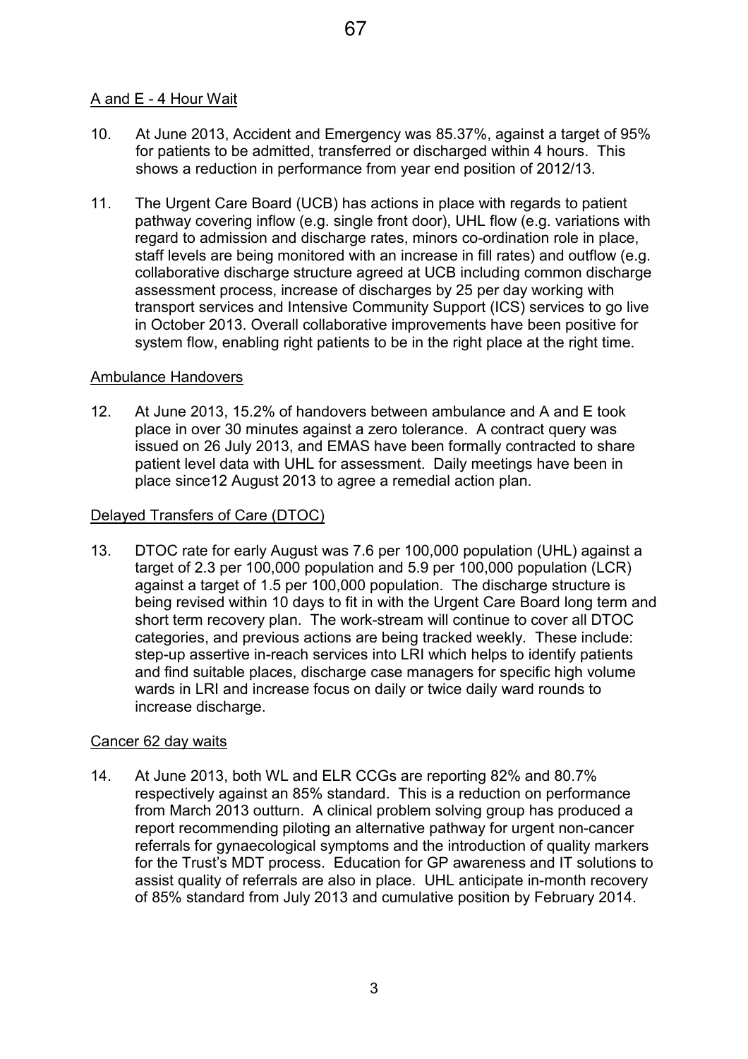## A and E - 4 Hour Wait

10. At June 2013, Accident and Emergency was 85.37%, against a target of 95% for patients to be admitted, transferred or discharged within 4 hours. This shows a reduction in performance from year end position of 2012/13.

11. The Urgent Care Board (UCB) has actions in place with regards to patient pathway covering inflow (e.g. single front door), UHL flow (e.g. variations with regard to admission and discharge rates, minors co-ordination role in place, staff levels are being monitored with an increase in fill rates) and outflow (e.g. collaborative discharge structure agreed at UCB including common discharge assessment process, increase of discharges by 25 per day working with transport services and Intensive Community Support (ICS) services to go live in October 2013. Overall collaborative improvements have been positive for system flow, enabling right patients to be in the right place at the right time.

## Ambulance Handovers

12. At June 2013, 15.2% of handovers between ambulance and A and E took place in over 30 minutes against a zero tolerance. A contract query was issued on 26 July 2013, and EMAS have been formally contracted to share patient level data with UHL for assessment. Daily meetings have been in place since12 August 2013 to agree a remedial action plan.

## Delayed Transfers of Care (DTOC)

13. DTOC rate for early August was 7.6 per 100,000 population (UHL) against a target of 2.3 per 100,000 population and 5.9 per 100,000 population (LCR) against a target of 1.5 per 100,000 population. The discharge structure is being revised within 10 days to fit in with the Urgent Care Board long term and short term recovery plan. The work-stream will continue to cover all DTOC categories, and previous actions are being tracked weekly. These include: step-up assertive in-reach services into LRI which helps to identify patients and find suitable places, discharge case managers for specific high volume wards in LRI and increase focus on daily or twice daily ward rounds to increase discharge.

## Cancer 62 day waits

14. At June 2013, both WL and ELR CCGs are reporting 82% and 80.7% respectively against an 85% standard. This is a reduction on performance from March 2013 outturn. A clinical problem solving group has produced a report recommending piloting an alternative pathway for urgent non-cancer referrals for gynaecological symptoms and the introduction of quality markers for the Trust's MDT process. Education for GP awareness and IT solutions to assist quality of referrals are also in place. UHL anticipate in-month recovery of 85% standard from July 2013 and cumulative position by February 2014.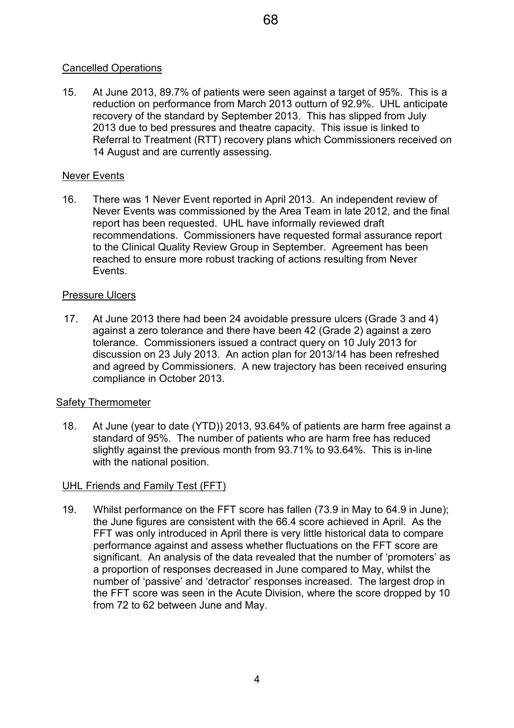## Cancelled Operations

15. At June 2013, 89.7% of patients were seen against a target of 95%. This is a reduction on performance from March 2013 outturn of 92.9%. UHL anticipate recovery of the standard by September 2013. This has slipped from July 2013 due to bed pressures and theatre capacity. This issue is linked to Referral to Treatment (RTT) recovery plans which Commissioners received on 14 August and are currently assessing.

## Never Events

16. There was 1 Never Event reported in April 2013. An independent review of Never Events was commissioned by the Area Team in late 2012, and the final report has been requested. UHL have informally reviewed draft recommendations. Commissioners have requested formal assurance report to the Clinical Quality Review Group in September. Agreement has been reached to ensure more robust tracking of actions resulting from Never Events.

## Pressure Ulcers

17. At June 2013 there had been 24 avoidable pressure ulcers (Grade 3 and 4) against a zero tolerance and there have been 42 (Grade 2) against a zero tolerance. Commissioners issued a contract query on 10 July 2013 for discussion on 23 July 2013. An action plan for 2013/14 has been refreshed and agreed by Commissioners. A new trajectory has been received ensuring compliance in October 2013.

## Safety Thermometer

18. At June (year to date (YTD)) 2013, 93.64% of patients are harm free against a standard of 95%. The number of patients who are harm free has reduced slightly against the previous month from 93.71% to 93.64%. This is in-line with the national position.

## UHL Friends and Family Test (FFT)

19. Whilst performance on the FFT score has fallen (73.9 in May to 64.9 in June); the June figures are consistent with the 66.4 score achieved in April. As the FFT was only introduced in April there is very little historical data to compare performance against and assess whether fluctuations on the FFT score are significant. An analysis of the data revealed that the number of 'promoters' as a proportion of responses decreased in June compared to May, whilst the number of 'passive' and 'detractor' responses increased. The largest drop in the FFT score was seen in the Acute Division, where the score dropped by 10 from 72 to 62 between June and May.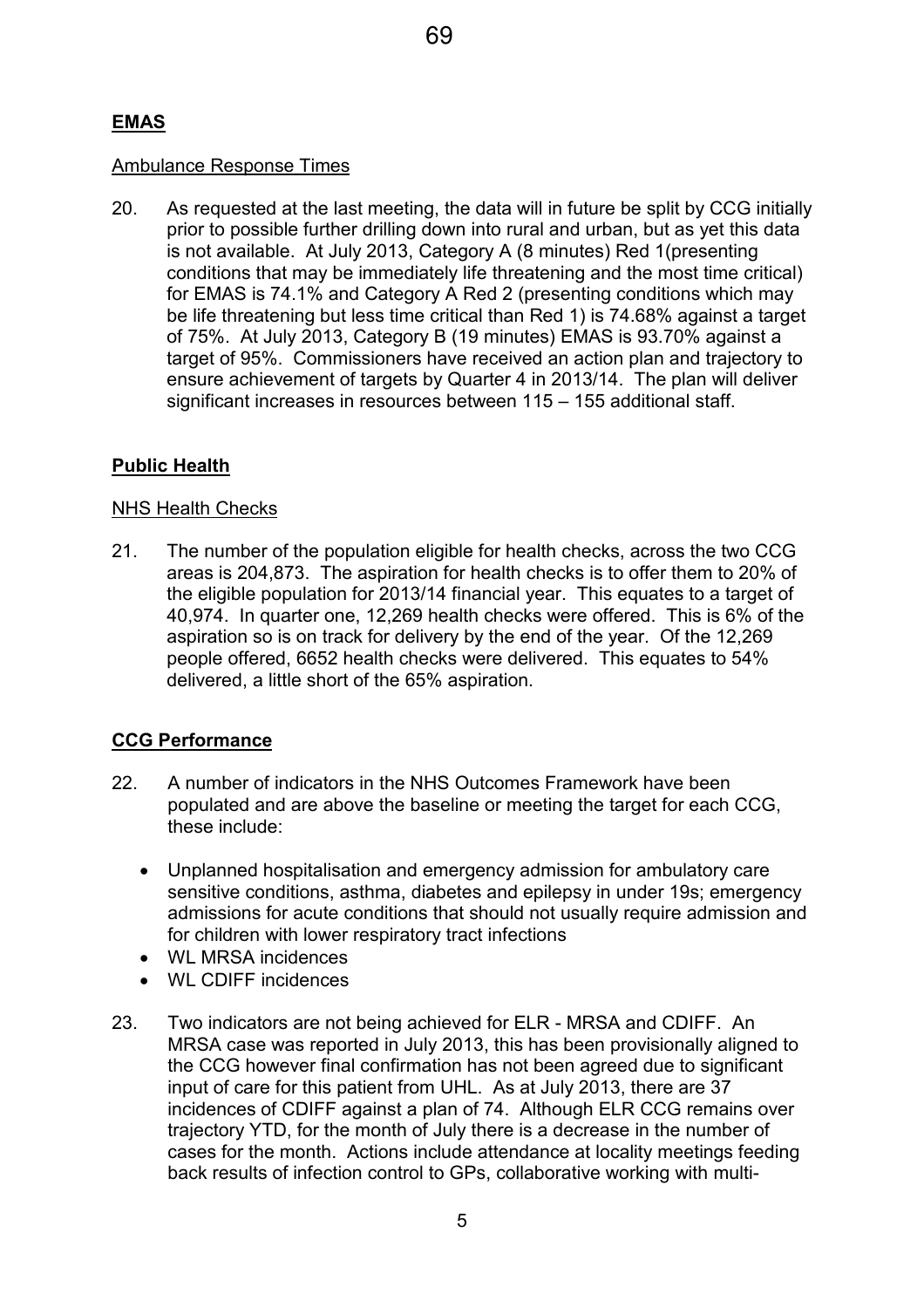## **EMAS**

Ambulance Response Times

20. As requested at the last meeting, the data will in future be split by CCG initially prior to possible further drilling down into rural and urban, but as yet this data is not available. At July 2013, Category A (8 minutes) Red 1(presenting conditions that may be immediately life threatening and the most time critical) for EMAS is 74.1% and Category A Red 2 (presenting conditions which may be life threatening but less time critical than Red 1) is 74.68% against a target of 75%. At July 2013, Category B (19 minutes) EMAS is 93.70% against a target of 95%. Commissioners have received an action plan and trajectory to ensure achievement of targets by Quarter 4 in 2013/14. The plan will deliver significant increases in resources between 115 – 155 additional staff.

## **Public Health**

NHS Health Checks

21. The number of the population eligible for health checks, across the two CCG areas is 204,873. The aspiration for health checks is to offer them to 20% of the eligible population for 2013/14 financial year. This equates to a target of 40,974. In quarter one, 12,269 health checks were offered. This is 6% of the aspiration so is on track for delivery by the end of the year. Of the 12,269 people offered, 6652 health checks were delivered. This equates to 54% delivered, a little short of the 65% aspiration.

## **CCG Performance**

22. A number of indicators in the NHS Outcomes Framework have been populated and are above the baseline or meeting the target for each CCG, these include:

    - Unplanned hospitalisation and emergency admission for ambulatory care sensitive conditions, asthma, diabetes and epilepsy in under 19s; emergency admissions for acute conditions that should not usually require admission and for children with lower respiratory tract infections
    - WL MRSA incidences
    - WL CDIFF incidences

23. Two indicators are not being achieved for ELR - MRSA and CDIFF. An MRSA case was reported in July 2013, this has been provisionally aligned to the CCG however final confirmation has not been agreed due to significant input of care for this patient from UHL. As at July 2013, there are 37 incidences of CDIFF against a plan of 74. Although ELR CCG remains over trajectory YTD, for the month of July there is a decrease in the number of cases for the month. Actions include attendance at locality meetings feeding back results of infection control to GPs, collaborative working with multi-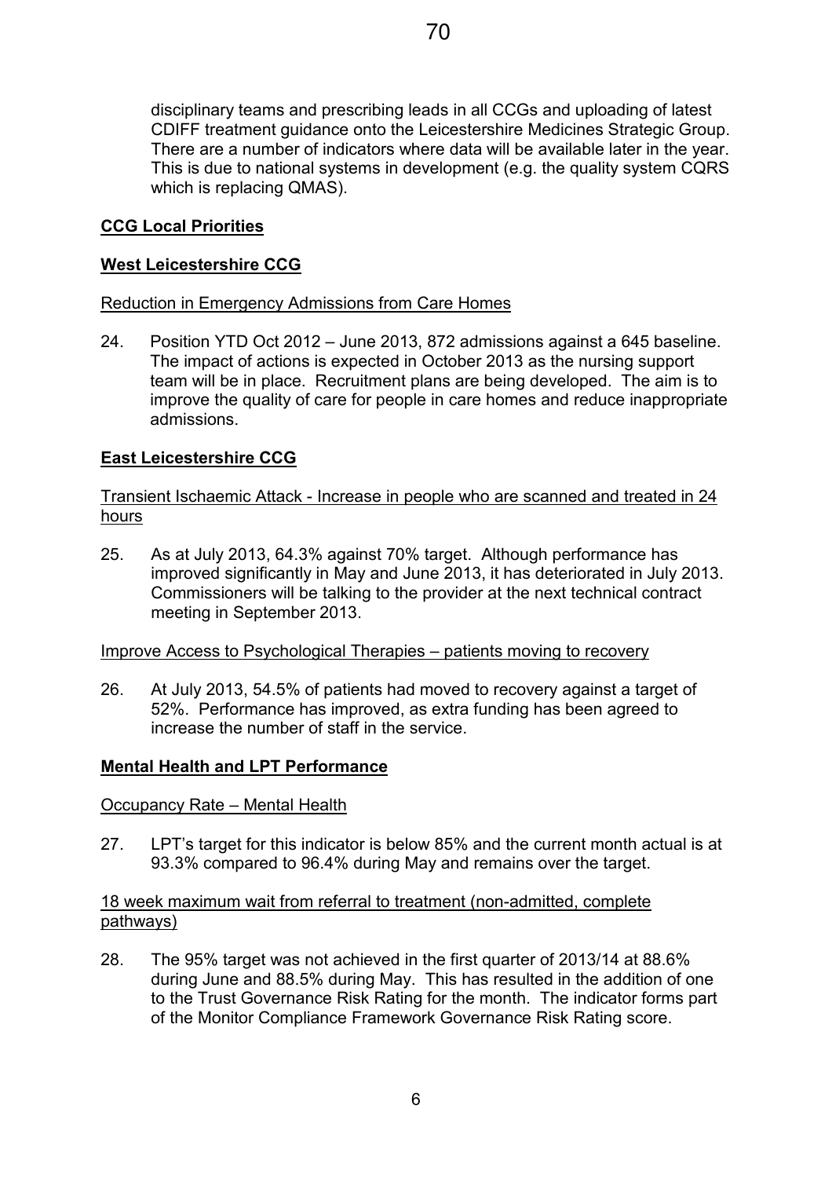disciplinary teams and prescribing leads in all CCGs and uploading of latest CDIFF treatment guidance onto the Leicestershire Medicines Strategic Group. There are a number of indicators where data will be available later in the year. This is due to national systems in development (e.g. the quality system CQRS which is replacing QMAS).

## CCG Local Priorities

### West Leicestershire CCG

Reduction in Emergency Admissions from Care Homes

24. Position YTD Oct 2012 – June 2013, 872 admissions against a 645 baseline. The impact of actions is expected in October 2013 as the nursing support team will be in place. Recruitment plans are being developed. The aim is to improve the quality of care for people in care homes and reduce inappropriate admissions.

### East Leicestershire CCG

Transient Ischaemic Attack - Increase in people who are scanned and treated in 24 hours

25. As at July 2013, 64.3% against 70% target. Although performance has improved significantly in May and June 2013, it has deteriorated in July 2013. Commissioners will be talking to the provider at the next technical contract meeting in September 2013.

Improve Access to Psychological Therapies – patients moving to recovery

26. At July 2013, 54.5% of patients had moved to recovery against a target of 52%. Performance has improved, as extra funding has been agreed to increase the number of staff in the service.

## Mental Health and LPT Performance

Occupancy Rate – Mental Health

27. LPT's target for this indicator is below 85% and the current month actual is at 93.3% compared to 96.4% during May and remains over the target.

18 week maximum wait from referral to treatment (non-admitted, complete pathways)

28. The 95% target was not achieved in the first quarter of 2013/14 at 88.6% during June and 88.5% during May. This has resulted in the addition of one to the Trust Governance Risk Rating for the month. The indicator forms part of the Monitor Compliance Framework Governance Risk Rating score.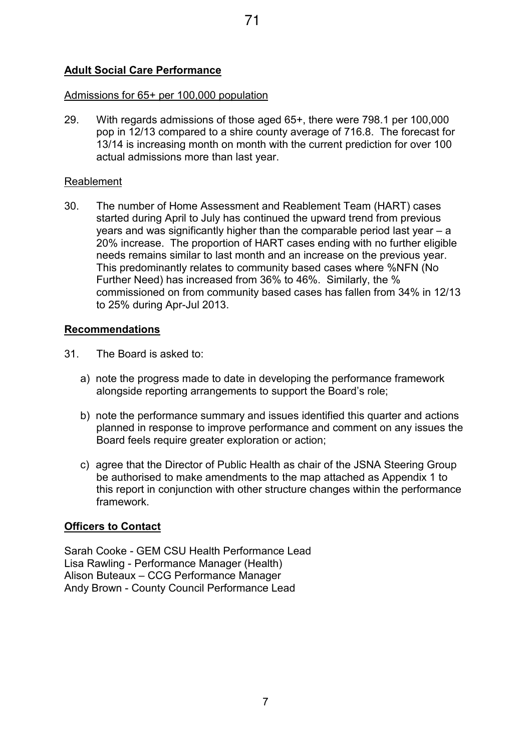## Adult Social Care Performance

Admissions for 65+ per 100,000 population

29. With regards admissions of those aged 65+, there were 798.1 per 100,000 pop in 12/13 compared to a shire county average of 716.8. The forecast for 13/14 is increasing month on month with the current prediction for over 100 actual admissions more than last year.

Reablement

30. The number of Home Assessment and Reablement Team (HART) cases started during April to July has continued the upward trend from previous years and was significantly higher than the comparable period last year – a 20% increase. The proportion of HART cases ending with no further eligible needs remains similar to last month and an increase on the previous year. This predominantly relates to community based cases where %NFN (No Further Need) has increased from 36% to 46%. Similarly, the % commissioned on from community based cases has fallen from 34% in 12/13 to 25% during Apr-Jul 2013.

## Recommendations

31. The Board is asked to:

    a) note the progress made to date in developing the performance framework alongside reporting arrangements to support the Board's role;

    b) note the performance summary and issues identified this quarter and actions planned in response to improve performance and comment on any issues the Board feels require greater exploration or action;

    c) agree that the Director of Public Health as chair of the JSNA Steering Group be authorised to make amendments to the map attached as Appendix 1 to this report in conjunction with other structure changes within the performance framework.

## Officers to Contact

Sarah Cooke - GEM CSU Health Performance Lead
Lisa Rawling - Performance Manager (Health)
Alison Buteaux – CCG Performance Manager
Andy Brown - County Council Performance Lead